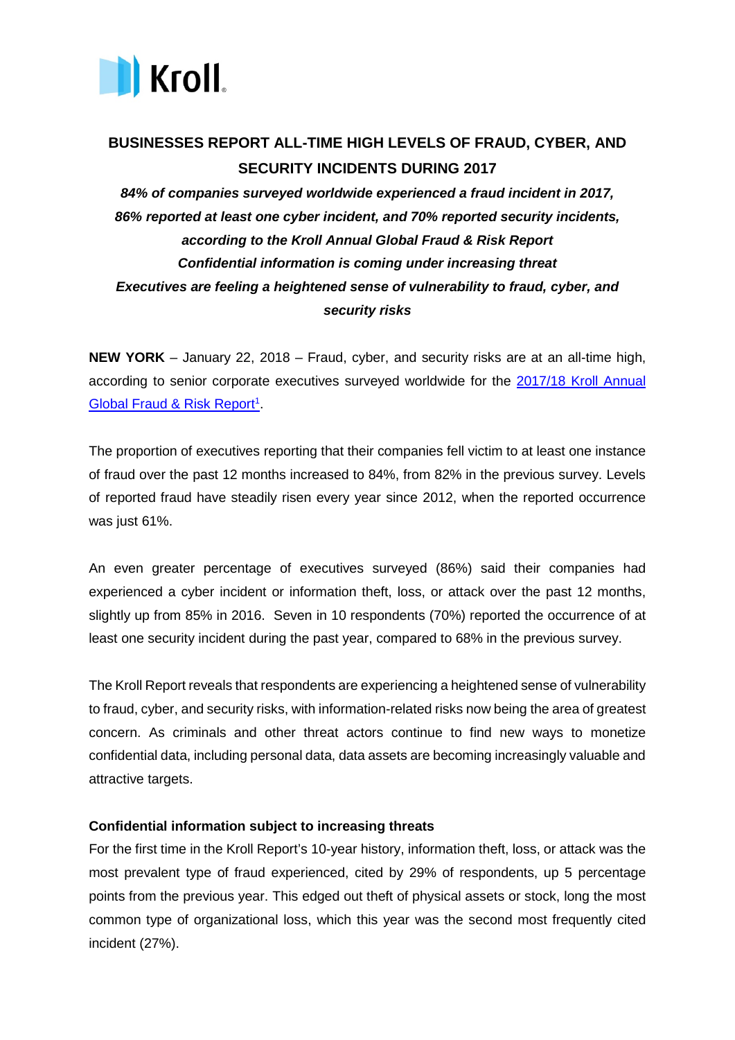Kroll

# BUSINESSES REPORT ALL-TIME HIGH LEVELS OF FRAUD, CYBER, AND SECURITY INCIDENTS DURING 2017

***84% of companies surveyed worldwide experienced a fraud incident in 2017, 86% reported at least one cyber incident, and 70% reported security incidents, according to the Kroll Annual Global Fraud & Risk Report***

***Confidential information is coming under increasing threat***

***Executives are feeling a heightened sense of vulnerability to fraud, cyber, and security risks***

**NEW YORK** – January 22, 2018 – Fraud, cyber, and security risks are at an all-time high, according to senior corporate executives surveyed worldwide for the 2017/18 Kroll Annual Global Fraud & Risk Report[1].

The proportion of executives reporting that their companies fell victim to at least one instance of fraud over the past 12 months increased to 84%, from 82% in the previous survey. Levels of reported fraud have steadily risen every year since 2012, when the reported occurrence was just 61%.

An even greater percentage of executives surveyed (86%) said their companies had experienced a cyber incident or information theft, loss, or attack over the past 12 months, slightly up from 85% in 2016. Seven in 10 respondents (70%) reported the occurrence of at least one security incident during the past year, compared to 68% in the previous survey.

The Kroll Report reveals that respondents are experiencing a heightened sense of vulnerability to fraud, cyber, and security risks, with information-related risks now being the area of greatest concern. As criminals and other threat actors continue to find new ways to monetize confidential data, including personal data, data assets are becoming increasingly valuable and attractive targets.

**Confidential information subject to increasing threats**

For the first time in the Kroll Report's 10-year history, information theft, loss, or attack was the most prevalent type of fraud experienced, cited by 29% of respondents, up 5 percentage points from the previous year. This edged out theft of physical assets or stock, long the most common type of organizational loss, which this year was the second most frequently cited incident (27%).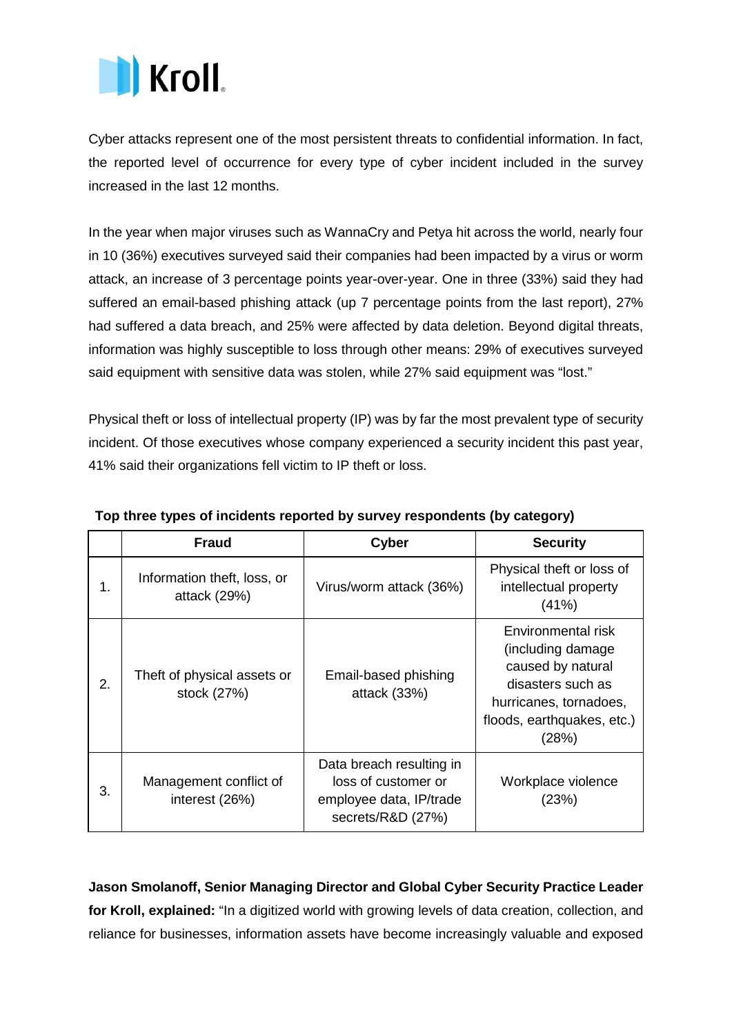Cyber attacks represent one of the most persistent threats to confidential information. In fact, the reported level of occurrence for every type of cyber incident included in the survey increased in the last 12 months.

In the year when major viruses such as WannaCry and Petya hit across the world, nearly four in 10 (36%) executives surveyed said their companies had been impacted by a virus or worm attack, an increase of 3 percentage points year-over-year. One in three (33%) said they had suffered an email-based phishing attack (up 7 percentage points from the last report), 27% had suffered a data breach, and 25% were affected by data deletion. Beyond digital threats, information was highly susceptible to loss through other means: 29% of executives surveyed said equipment with sensitive data was stolen, while 27% said equipment was "lost."

Physical theft or loss of intellectual property (IP) was by far the most prevalent type of security incident. Of those executives whose company experienced a security incident this past year, 41% said their organizations fell victim to IP theft or loss.

**Top three types of incidents reported by survey respondents (by category)**

| | Fraud | Cyber | Security |
|---|---|---|---|
| 1. | Information theft, loss, or attack (29%) | Virus/worm attack (36%) | Physical theft or loss of intellectual property (41%) |
| 2. | Theft of physical assets or stock (27%) | Email-based phishing attack (33%) | Environmental risk (including damage caused by natural disasters such as hurricanes, tornadoes, floods, earthquakes, etc.) (28%) |
| 3. | Management conflict of interest (26%) | Data breach resulting in loss of customer or employee data, IP/trade secrets/R&D (27%) | Workplace violence (23%) |

**Jason Smolanoff, Senior Managing Director and Global Cyber Security Practice Leader for Kroll, explained:** "In a digitized world with growing levels of data creation, collection, and reliance for businesses, information assets have become increasingly valuable and exposed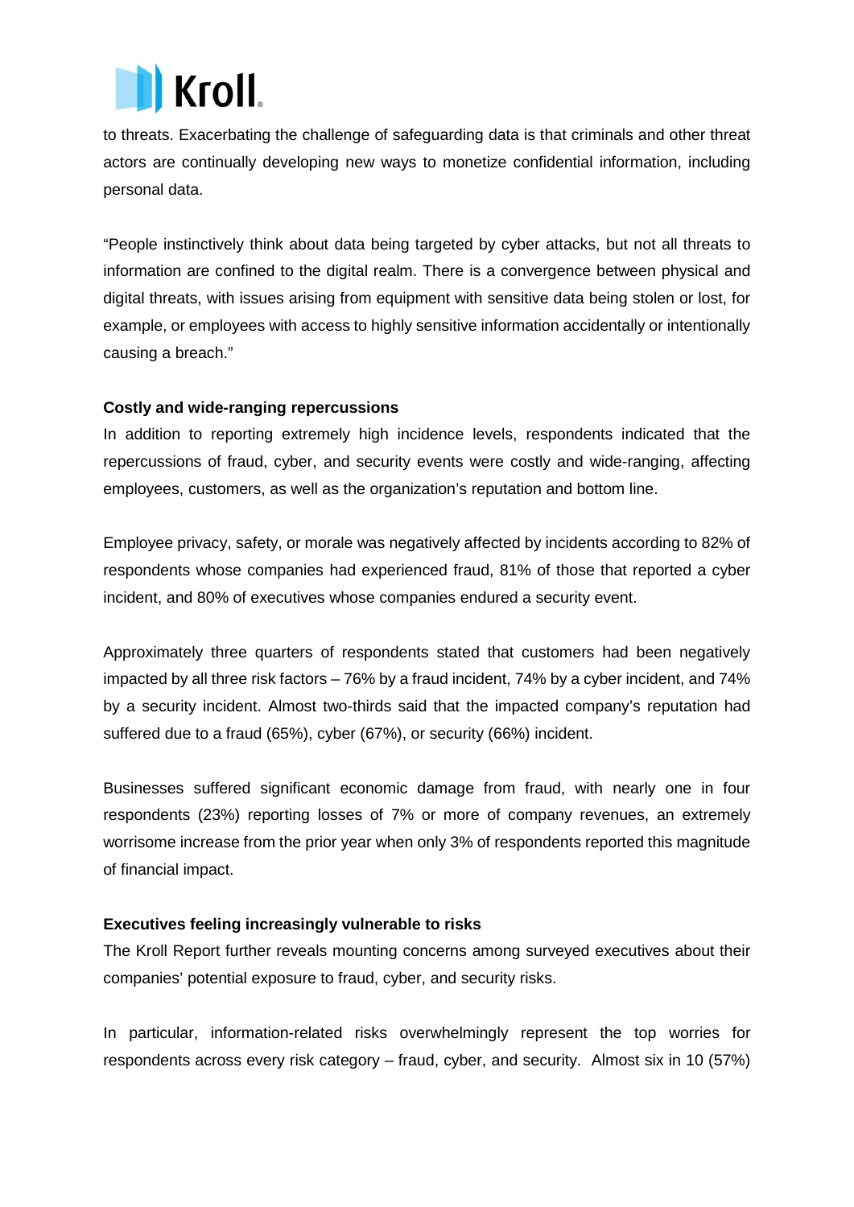to threats. Exacerbating the challenge of safeguarding data is that criminals and other threat actors are continually developing new ways to monetize confidential information, including personal data.

"People instinctively think about data being targeted by cyber attacks, but not all threats to information are confined to the digital realm. There is a convergence between physical and digital threats, with issues arising from equipment with sensitive data being stolen or lost, for example, or employees with access to highly sensitive information accidentally or intentionally causing a breach."

**Costly and wide-ranging repercussions**

In addition to reporting extremely high incidence levels, respondents indicated that the repercussions of fraud, cyber, and security events were costly and wide-ranging, affecting employees, customers, as well as the organization's reputation and bottom line.

Employee privacy, safety, or morale was negatively affected by incidents according to 82% of respondents whose companies had experienced fraud, 81% of those that reported a cyber incident, and 80% of executives whose companies endured a security event.

Approximately three quarters of respondents stated that customers had been negatively impacted by all three risk factors – 76% by a fraud incident, 74% by a cyber incident, and 74% by a security incident. Almost two-thirds said that the impacted company's reputation had suffered due to a fraud (65%), cyber (67%), or security (66%) incident.

Businesses suffered significant economic damage from fraud, with nearly one in four respondents (23%) reporting losses of 7% or more of company revenues, an extremely worrisome increase from the prior year when only 3% of respondents reported this magnitude of financial impact.

**Executives feeling increasingly vulnerable to risks**

The Kroll Report further reveals mounting concerns among surveyed executives about their companies' potential exposure to fraud, cyber, and security risks.

In particular, information-related risks overwhelmingly represent the top worries for respondents across every risk category – fraud, cyber, and security. Almost six in 10 (57%)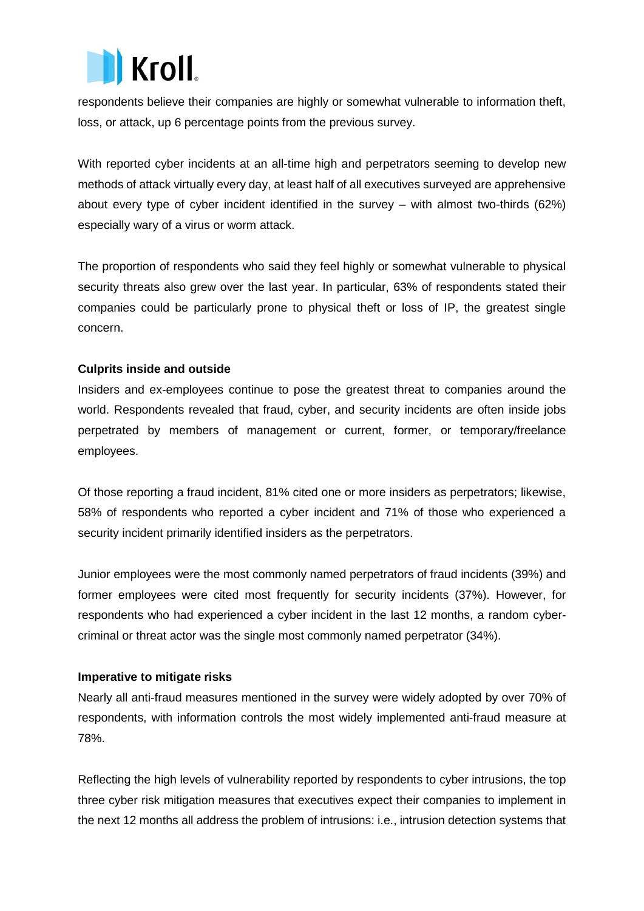respondents believe their companies are highly or somewhat vulnerable to information theft, loss, or attack, up 6 percentage points from the previous survey.

With reported cyber incidents at an all-time high and perpetrators seeming to develop new methods of attack virtually every day, at least half of all executives surveyed are apprehensive about every type of cyber incident identified in the survey – with almost two-thirds (62%) especially wary of a virus or worm attack.

The proportion of respondents who said they feel highly or somewhat vulnerable to physical security threats also grew over the last year. In particular, 63% of respondents stated their companies could be particularly prone to physical theft or loss of IP, the greatest single concern.

**Culprits inside and outside**

Insiders and ex-employees continue to pose the greatest threat to companies around the world. Respondents revealed that fraud, cyber, and security incidents are often inside jobs perpetrated by members of management or current, former, or temporary/freelance employees.

Of those reporting a fraud incident, 81% cited one or more insiders as perpetrators; likewise, 58% of respondents who reported a cyber incident and 71% of those who experienced a security incident primarily identified insiders as the perpetrators.

Junior employees were the most commonly named perpetrators of fraud incidents (39%) and former employees were cited most frequently for security incidents (37%). However, for respondents who had experienced a cyber incident in the last 12 months, a random cyber-criminal or threat actor was the single most commonly named perpetrator (34%).

**Imperative to mitigate risks**

Nearly all anti-fraud measures mentioned in the survey were widely adopted by over 70% of respondents, with information controls the most widely implemented anti-fraud measure at 78%.

Reflecting the high levels of vulnerability reported by respondents to cyber intrusions, the top three cyber risk mitigation measures that executives expect their companies to implement in the next 12 months all address the problem of intrusions: i.e., intrusion detection systems that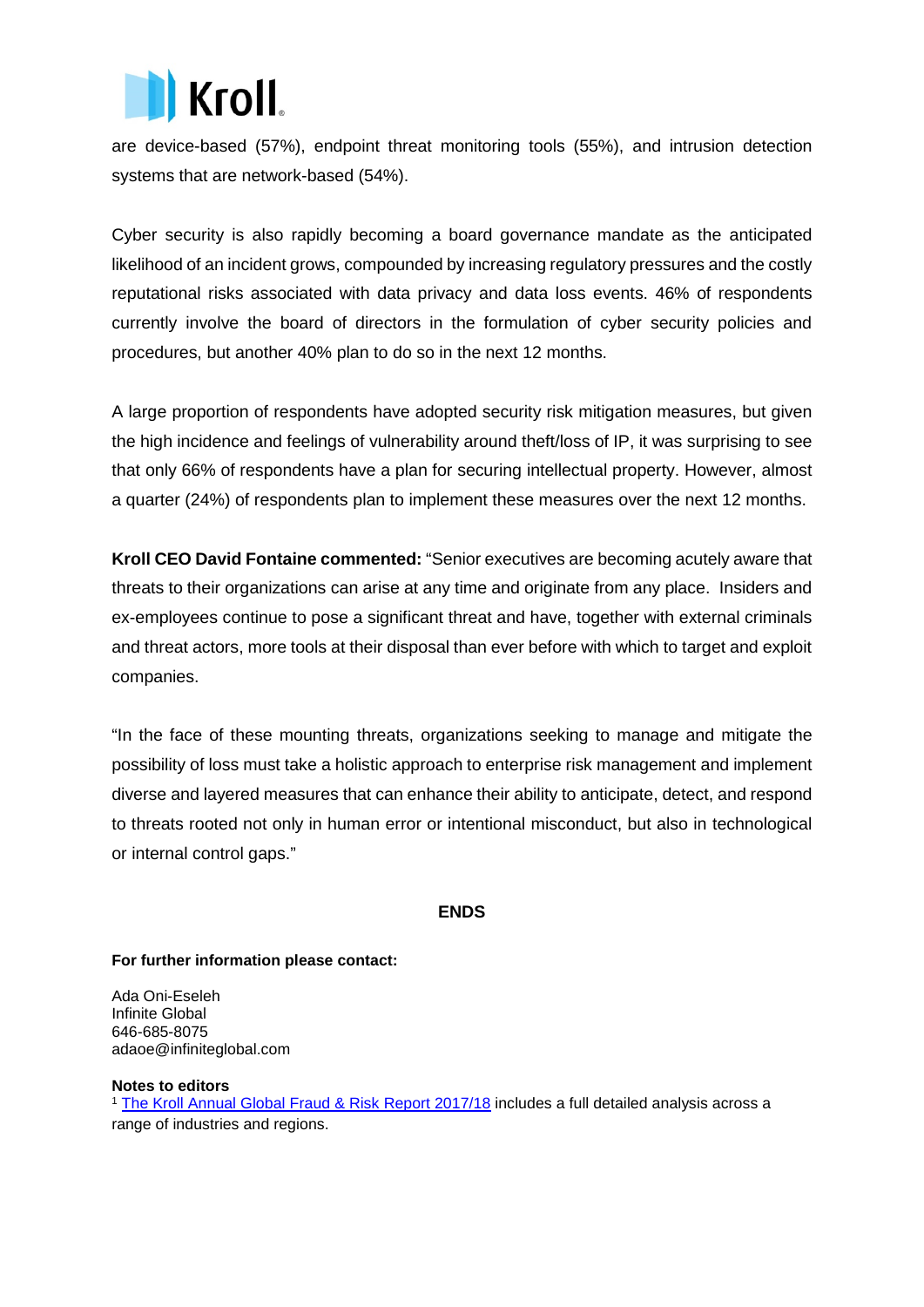are device-based (57%), endpoint threat monitoring tools (55%), and intrusion detection systems that are network-based (54%).

Cyber security is also rapidly becoming a board governance mandate as the anticipated likelihood of an incident grows, compounded by increasing regulatory pressures and the costly reputational risks associated with data privacy and data loss events. 46% of respondents currently involve the board of directors in the formulation of cyber security policies and procedures, but another 40% plan to do so in the next 12 months.

A large proportion of respondents have adopted security risk mitigation measures, but given the high incidence and feelings of vulnerability around theft/loss of IP, it was surprising to see that only 66% of respondents have a plan for securing intellectual property. However, almost a quarter (24%) of respondents plan to implement these measures over the next 12 months.

**Kroll CEO David Fontaine commented:** "Senior executives are becoming acutely aware that threats to their organizations can arise at any time and originate from any place. Insiders and ex-employees continue to pose a significant threat and have, together with external criminals and threat actors, more tools at their disposal than ever before with which to target and exploit companies.

"In the face of these mounting threats, organizations seeking to manage and mitigate the possibility of loss must take a holistic approach to enterprise risk management and implement diverse and layered measures that can enhance their ability to anticipate, detect, and respond to threats rooted not only in human error or intentional misconduct, but also in technological or internal control gaps."

**ENDS**

**For further information please contact:**

Ada Oni-Eseleh
Infinite Global
646-685-8075
adaoe@infiniteglobal.com

**Notes to editors**

[1] The Kroll Annual Global Fraud & Risk Report 2017/18 includes a full detailed analysis across a range of industries and regions.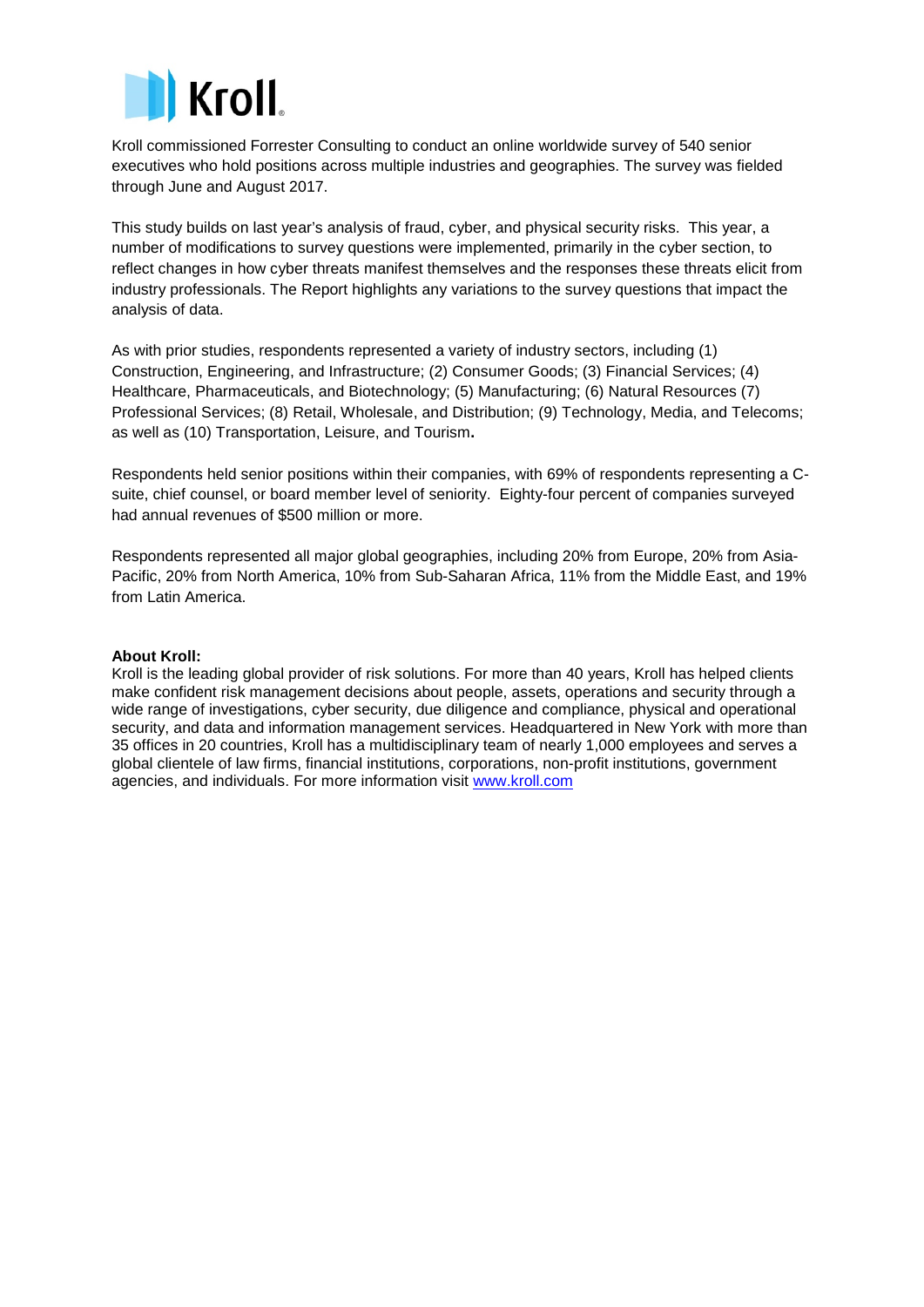Kroll commissioned Forrester Consulting to conduct an online worldwide survey of 540 senior executives who hold positions across multiple industries and geographies. The survey was fielded through June and August 2017.

This study builds on last year's analysis of fraud, cyber, and physical security risks. This year, a number of modifications to survey questions were implemented, primarily in the cyber section, to reflect changes in how cyber threats manifest themselves and the responses these threats elicit from industry professionals. The Report highlights any variations to the survey questions that impact the analysis of data.

As with prior studies, respondents represented a variety of industry sectors, including (1) Construction, Engineering, and Infrastructure; (2) Consumer Goods; (3) Financial Services; (4) Healthcare, Pharmaceuticals, and Biotechnology; (5) Manufacturing; (6) Natural Resources (7) Professional Services; (8) Retail, Wholesale, and Distribution; (9) Technology, Media, and Telecoms; as well as (10) Transportation, Leisure, and Tourism**.**

Respondents held senior positions within their companies, with 69% of respondents representing a C-suite, chief counsel, or board member level of seniority. Eighty-four percent of companies surveyed had annual revenues of $500 million or more.

Respondents represented all major global geographies, including 20% from Europe, 20% from Asia-Pacific, 20% from North America, 10% from Sub-Saharan Africa, 11% from the Middle East, and 19% from Latin America.

**About Kroll:**
Kroll is the leading global provider of risk solutions. For more than 40 years, Kroll has helped clients make confident risk management decisions about people, assets, operations and security through a wide range of investigations, cyber security, due diligence and compliance, physical and operational security, and data and information management services. Headquartered in New York with more than 35 offices in 20 countries, Kroll has a multidisciplinary team of nearly 1,000 employees and serves a global clientele of law firms, financial institutions, corporations, non-profit institutions, government agencies, and individuals. For more information visit [www.kroll.com](http://www.kroll.com)